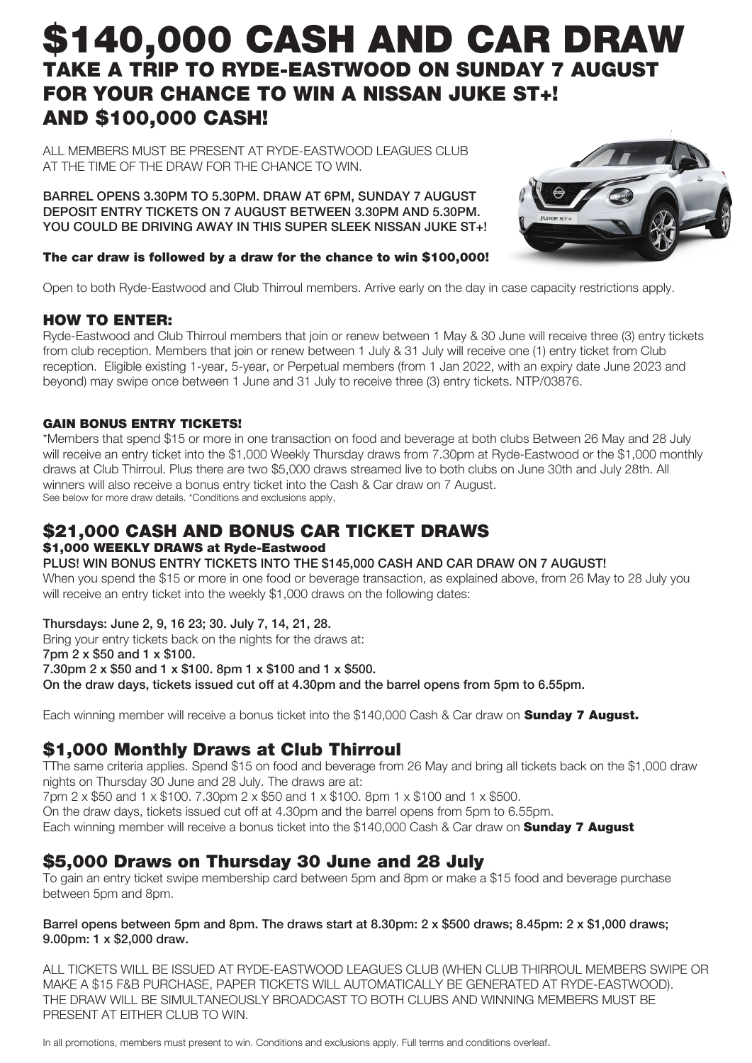# $140,000 CASH AND CAR DRAW

## TAKE A TRIP TO RYDE-EASTWOOD ON SUNDAY 7 AUGUST FOR YOUR CHANCE TO WIN A NISSAN JUKE ST+! AND $100,000 CASH!

ALL MEMBERS MUST BE PRESENT AT RYDE-EASTWOOD LEAGUES CLUB AT THE TIME OF THE DRAW FOR THE CHANCE TO WIN.

**BARREL OPENS 3.30PM TO 5.30PM. DRAW AT 6PM, SUNDAY 7 AUGUST DEPOSIT ENTRY TICKETS ON 7 AUGUST BETWEEN 3.30PM AND 5.30PM. YOU COULD BE DRIVING AWAY IN THIS SUPER SLEEK NISSAN JUKE ST+!**

**The car draw is followed by a draw for the chance to win $100,000!**

Open to both Ryde-Eastwood and Club Thirroul members. Arrive early on the day in case capacity restrictions apply.

### HOW TO ENTER:

Ryde-Eastwood and Club Thirroul members that join or renew between 1 May & 30 June will receive three (3) entry tickets from club reception. Members that join or renew between 1 July & 31 July will receive one (1) entry ticket from Club reception. Eligible existing 1-year, 5-year, or Perpetual members (from 1 Jan 2022, with an expiry date June 2023 and beyond) may swipe once between 1 June and 31 July to receive three (3) entry tickets. NTP/03876.

#### GAIN BONUS ENTRY TICKETS!

*Members that spend $15 or more in one transaction on food and beverage at both clubs Between 26 May and 28 July will receive an entry ticket into the $1,000 Weekly Thursday draws from 7.30pm at Ryde-Eastwood or the $1,000 monthly draws at Club Thirroul. Plus there are two $5,000 draws streamed live to both clubs on June 30th and July 28th. All winners will also receive a bonus entry ticket into the Cash & Car draw on 7 August.
See below for more draw details. *Conditions and exclusions apply,

## $21,000 CASH AND BONUS CAR TICKET DRAWS

#### $1,000 WEEKLY DRAWS at Ryde-Eastwood

**PLUS! WIN BONUS ENTRY TICKETS INTO THE $145,000 CASH AND CAR DRAW ON 7 AUGUST!**

When you spend the $15 or more in one food or beverage transaction, as explained above, from 26 May to 28 July you will receive an entry ticket into the weekly $1,000 draws on the following dates:

**Thursdays: June 2, 9, 16 23; 30. July 7, 14, 21, 28.**

Bring your entry tickets back on the nights for the draws at:

**7pm 2 x $50 and 1 x $100.**

**7.30pm 2 x $50 and 1 x $100. 8pm 1 x $100 and 1 x $500.**

**On the draw days, tickets issued cut off at 4.30pm and the barrel opens from 5pm to 6.55pm.**

Each winning member will receive a bonus ticket into the $140,000 Cash & Car draw on **Sunday 7 August.**

## $1,000 Monthly Draws at Club Thirroul

TThe same criteria applies. Spend $15 on food and beverage from 26 May and bring all tickets back on the $1,000 draw nights on Thursday 30 June and 28 July. The draws are at:

7pm 2 x $50 and 1 x $100. 7.30pm 2 x $50 and 1 x $100. 8pm 1 x $100 and 1 x $500.

On the draw days, tickets issued cut off at 4.30pm and the barrel opens from 5pm to 6.55pm.

Each winning member will receive a bonus ticket into the $140,000 Cash & Car draw on **Sunday 7 August**

## $5,000 Draws on Thursday 30 June and 28 July

To gain an entry ticket swipe membership card between 5pm and 8pm or make a $15 food and beverage purchase between 5pm and 8pm.

**Barrel opens between 5pm and 8pm. The draws start at 8.30pm: 2 x $500 draws; 8.45pm: 2 x $1,000 draws; 9.00pm: 1 x $2,000 draw.**

ALL TICKETS WILL BE ISSUED AT RYDE-EASTWOOD LEAGUES CLUB (WHEN CLUB THIRROUL MEMBERS SWIPE OR MAKE A $15 F&B PURCHASE, PAPER TICKETS WILL AUTOMATICALLY BE GENERATED AT RYDE-EASTWOOD). THE DRAW WILL BE SIMULTANEOUSLY BROADCAST TO BOTH CLUBS AND WINNING MEMBERS MUST BE PRESENT AT EITHER CLUB TO WIN.

In all promotions, members must present to win. Conditions and exclusions apply. Full terms and conditions overleaf.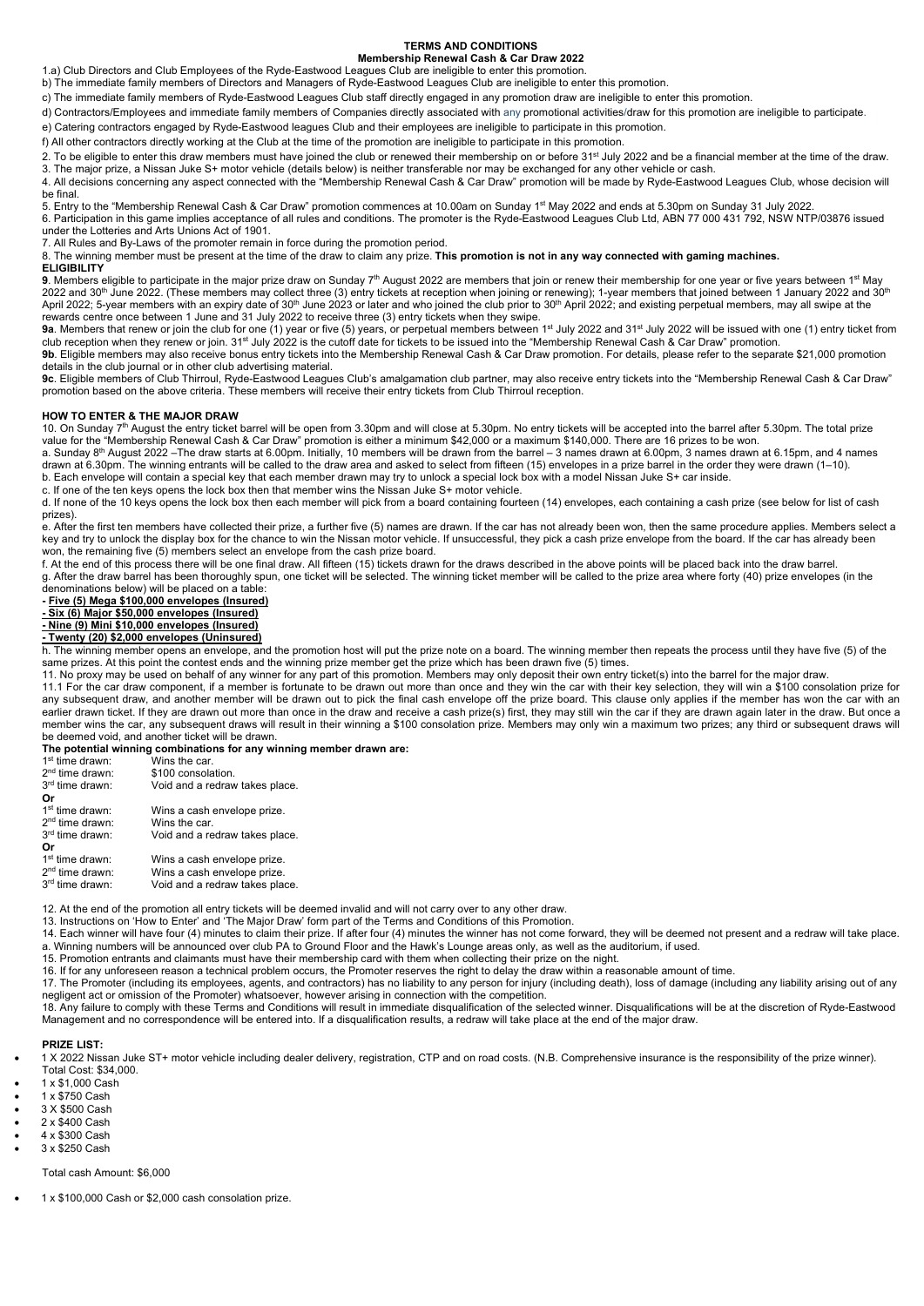# TERMS AND CONDITIONS

## Membership Renewal Cash & Car Draw 2022

1.a) Club Directors and Club Employees of the Ryde-Eastwood Leagues Club are ineligible to enter this promotion.

b) The immediate family members of Directors and Managers of Ryde-Eastwood Leagues Club are ineligible to enter this promotion.

c) The immediate family members of Ryde-Eastwood Leagues Club staff directly engaged in any promotion draw are ineligible to enter this promotion.

d) Contractors/Employees and immediate family members of Companies directly associated with any promotional activities/draw for this promotion are ineligible to participate.

e) Catering contractors engaged by Ryde-Eastwood leagues Club and their employees are ineligible to participate in this promotion.

f) All other contractors directly working at the Club at the time of the promotion are ineligible to participate in this promotion.

2. To be eligible to enter this draw members must have joined the club or renewed their membership on or before 31st July 2022 and be a financial member at the time of the draw.

3. The major prize, a Nissan Juke S+ motor vehicle (details below) is neither transferable nor may be exchanged for any other vehicle or cash.

4. All decisions concerning any aspect connected with the "Membership Renewal Cash & Car Draw" promotion will be made by Ryde-Eastwood Leagues Club, whose decision will be final.

5. Entry to the "Membership Renewal Cash & Car Draw" promotion commences at 10.00am on Sunday 1st May 2022 and ends at 5.30pm on Sunday 31 July 2022.

6. Participation in this game implies acceptance of all rules and conditions. The promoter is the Ryde-Eastwood Leagues Club Ltd, ABN 77 000 431 792, NSW NTP/03876 issued under the Lotteries and Arts Unions Act of 1901.

7. All Rules and By-Laws of the promoter remain in force during the promotion period.

8. The winning member must be present at the time of the draw to claim any prize. **This promotion is not in any way connected with gaming machines.**

**ELIGIBILITY**

**9**. Members eligible to participate in the major prize draw on Sunday 7th August 2022 are members that join or renew their membership for one year or five years between 1st May 2022 and 30th June 2022. (These members may collect three (3) entry tickets at reception when joining or renewing); 1-year members that joined between 1 January 2022 and 30th April 2022; 5-year members with an expiry date of 30th June 2023 or later and who joined the club prior to 30th April 2022; and existing perpetual members, may all swipe at the rewards centre once between 1 June and 31 July 2022 to receive three (3) entry tickets when they swipe.

**9a**. Members that renew or join the club for one (1) year or five (5) years, or perpetual members between 1st July 2022 and 31st July 2022 will be issued with one (1) entry ticket from club reception when they renew or join. 31st July 2022 is the cutoff date for tickets to be issued into the "Membership Renewal Cash & Car Draw" promotion.

**9b**. Eligible members may also receive bonus entry tickets into the Membership Renewal Cash & Car Draw promotion. For details, please refer to the separate $21,000 promotion details in the club journal or in other club advertising material.

**9c**. Eligible members of Club Thirroul, Ryde-Eastwood Leagues Club's amalgamation club partner, may also receive entry tickets into the "Membership Renewal Cash & Car Draw" promotion based on the above criteria. These members will receive their entry tickets from Club Thirroul reception.

**HOW TO ENTER & THE MAJOR DRAW**

10. On Sunday 7th August the entry ticket barrel will be open from 3.30pm and will close at 5.30pm. No entry tickets will be accepted into the barrel after 5.30pm. The total prize value for the "Membership Renewal Cash & Car Draw" promotion is either a minimum $42,000 or a maximum $140,000. There are 16 prizes to be won.

a. Sunday 8th August 2022 –The draw starts at 6.00pm. Initially, 10 members will be drawn from the barrel – 3 names drawn at 6.00pm, 3 names drawn at 6.15pm, and 4 names drawn at 6.30pm. The winning entrants will be called to the draw area and asked to select from fifteen (15) envelopes in a prize barrel in the order they were drawn (1–10).

b. Each envelope will contain a special key that each member drawn may try to unlock a special lock box with a model Nissan Juke S+ car inside.

c. If one of the ten keys opens the lock box then that member wins the Nissan Juke S+ motor vehicle.

d. If none of the 10 keys opens the lock box then each member will pick from a board containing fourteen (14) envelopes, each containing a cash prize (see below for list of cash prizes).

e. After the first ten members have collected their prize, a further five (5) names are drawn. If the car has not already been won, then the same procedure applies. Members select a key and try to unlock the display box for the chance to win the Nissan motor vehicle. If unsuccessful, they pick a cash prize envelope from the board. If the car has already been won, the remaining five (5) members select an envelope from the cash prize board.

f. At the end of this process there will be one final draw. All fifteen (15) tickets drawn for the draws described in the above points will be placed back into the draw barrel.

g. After the draw barrel has been thoroughly spun, one ticket will be selected. The winning ticket member will be called to the prize area where forty (40) prize envelopes (in the denominations below) will be placed on a table:

**- Five (5) Mega $100,000 envelopes (Insured)**
**- Six (6) Major $50,000 envelopes (Insured)**
**- Nine (9) Mini $10,000 envelopes (Insured)**
**- Twenty (20) $2,000 envelopes (Uninsured)**

h. The winning member opens an envelope, and the promotion host will put the prize note on a board. The winning member then repeats the process until they have five (5) of the same prizes. At this point the contest ends and the winning prize member get the prize which has been drawn five (5) times.

11. No proxy may be used on behalf of any winner for any part of this promotion. Members may only deposit their own entry ticket(s) into the barrel for the major draw.

11.1 For the car draw component, if a member is fortunate to be drawn out more than once and they win the car with their key selection, they will win a $100 consolation prize for any subsequent draw, and another member will be drawn out to pick the final cash envelope off the prize board. This clause only applies if the member has won the car with an earlier drawn ticket. If they are drawn out more than once in the draw and receive a cash prize(s) first, they may still win the car if they are drawn again later in the draw. But once a member wins the car, any subsequent draws will result in their winning a $100 consolation prize. Members may only win a maximum two prizes; any third or subsequent draws will be deemed void, and another ticket will be drawn.

**The potential winning combinations for any winning member drawn are:**

1st time drawn: Wins the car.
2nd time drawn: $100 consolation.
3rd time drawn: Void and a redraw takes place.

**Or**

1st time drawn: Wins a cash envelope prize.
2nd time drawn: Wins the car.
3rd time drawn: Void and a redraw takes place.

**Or**

1st time drawn: Wins a cash envelope prize.
2nd time drawn: Wins a cash envelope prize.
3rd time drawn: Void and a redraw takes place.

12. At the end of the promotion all entry tickets will be deemed invalid and will not carry over to any other draw.

13. Instructions on 'How to Enter' and 'The Major Draw' form part of the Terms and Conditions of this Promotion.

14. Each winner will have four (4) minutes to claim their prize. If after four (4) minutes the winner has not come forward, they will be deemed not present and a redraw will take place.

a. Winning numbers will be announced over club PA to Ground Floor and the Hawk's Lounge areas only, as well as the auditorium, if used.

15. Promotion entrants and claimants must have their membership card with them when collecting their prize on the night.

16. If for any unforeseen reason a technical problem occurs, the Promoter reserves the right to delay the draw within a reasonable amount of time.

17. The Promoter (including its employees, agents, and contractors) has no liability to any person for injury (including death), loss of damage (including any liability arising out of any negligent act or omission of the Promoter) whatsoever, however arising in connection with the competition.

18. Any failure to comply with these Terms and Conditions will result in immediate disqualification of the selected winner. Disqualifications will be at the discretion of Ryde-Eastwood Management and no correspondence will be entered into. If a disqualification results, a redraw will take place at the end of the major draw.

**PRIZE LIST:**

- 1 X 2022 Nissan Juke ST+ motor vehicle including dealer delivery, registration, CTP and on road costs. (N.B. Comprehensive insurance is the responsibility of the prize winner). Total Cost: $34,000.
- 1 x $1,000 Cash
- 1 x $750 Cash
- 3 X $500 Cash
- 2 x $400 Cash
- 4 x $300 Cash
- 3 x $250 Cash

Total cash Amount: $6,000

- 1 x $100,000 Cash or $2,000 cash consolation prize.